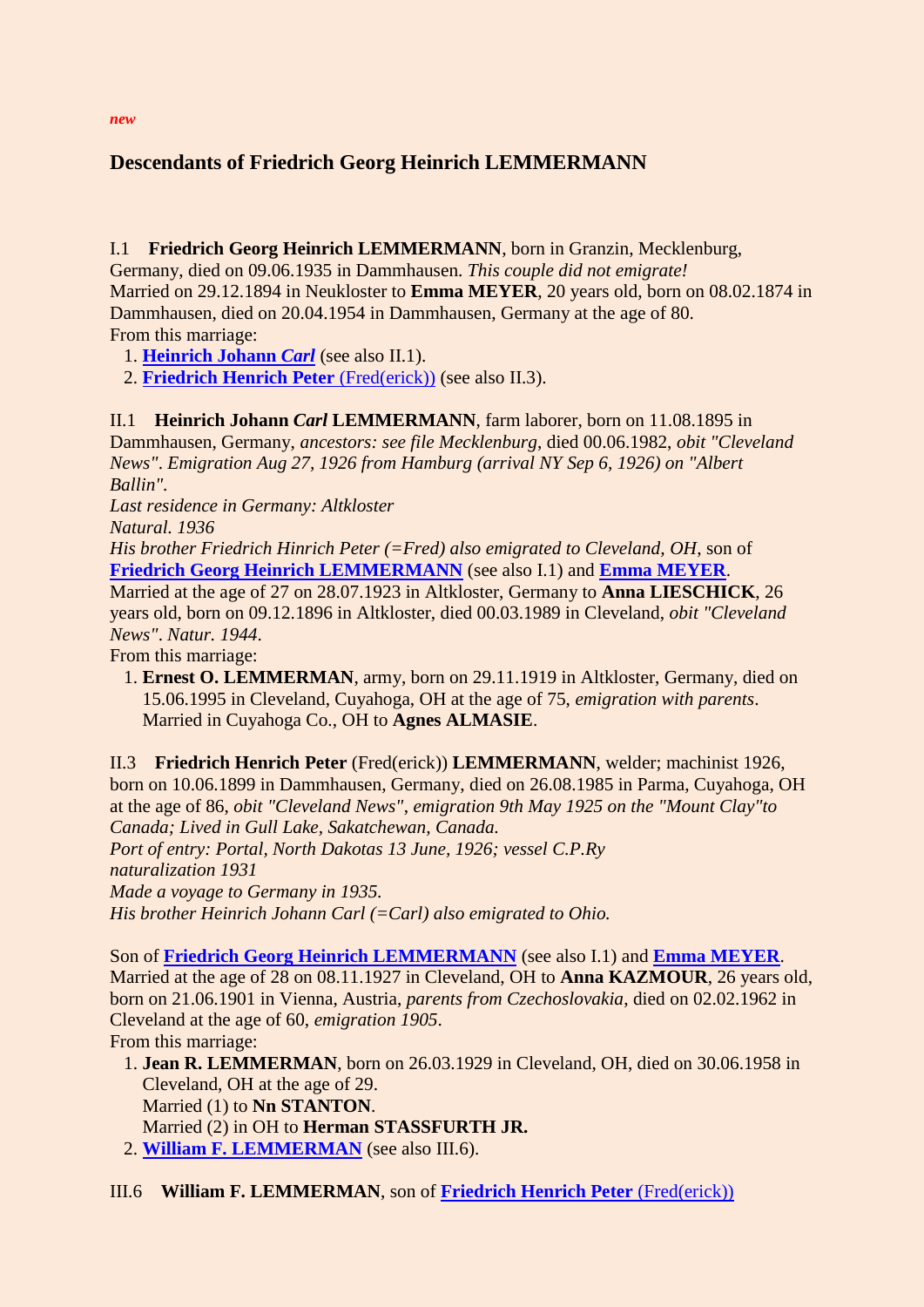*new*

# Descendants of Friedrich Georg Heinrich LEMMERMANN

I.1 **Friedrich Georg Heinrich LEMMERMANN**, born in Granzin, Mecklenburg, Germany, died on 09.06.1935 in Dammhausen. *This couple did not emigrate!*
Married on 29.12.1894 in Neukloster to **Emma MEYER**, 20 years old, born on 08.02.1874 in Dammhausen, died on 20.04.1954 in Dammhausen, Germany at the age of 80.
From this marriage:

1. **Heinrich Johann *Carl*** (see also II.1).
2. **Friedrich Henrich Peter** (Fred(erick)) (see also II.3).

II.1 **Heinrich Johann *Carl* LEMMERMANN**, farm laborer, born on 11.08.1895 in Dammhausen, Germany, *ancestors: see file Mecklenburg*, died 00.06.1982, *obit "Cleveland News"*. *Emigration Aug 27, 1926 from Hamburg (arrival NY Sep 6, 1926) on "Albert Ballin".*
*Last residence in Germany: Altkloster*
*Natural. 1936*
*His brother Friedrich Hinrich Peter (=Fred) also emigrated to Cleveland, OH*, son of **Friedrich Georg Heinrich LEMMERMANN** (see also I.1) and **Emma MEYER**.
Married at the age of 27 on 28.07.1923 in Altkloster, Germany to **Anna LIESCHICK**, 26 years old, born on 09.12.1896 in Altkloster, died 00.03.1989 in Cleveland, *obit "Cleveland News"*. *Natur. 1944*.
From this marriage:

1. **Ernest O. LEMMERMAN**, army, born on 29.11.1919 in Altkloster, Germany, died on 15.06.1995 in Cleveland, Cuyahoga, OH at the age of 75, *emigration with parents*.
   Married in Cuyahoga Co., OH to **Agnes ALMASIE**.

II.3 **Friedrich Henrich Peter** (Fred(erick)) **LEMMERMANN**, welder; machinist 1926, born on 10.06.1899 in Dammhausen, Germany, died on 26.08.1985 in Parma, Cuyahoga, OH at the age of 86, *obit "Cleveland News"*, *emigration 9th May 1925 on the "Mount Clay"to Canada; Lived in Gull Lake, Sakatchewan, Canada.*
*Port of entry: Portal, North Dakotas 13 June, 1926; vessel C.P.Ry*
*naturalization 1931*
*Made a voyage to Germany in 1935.*
*His brother Heinrich Johann Carl (=Carl) also emigrated to Ohio.*

Son of **Friedrich Georg Heinrich LEMMERMANN** (see also I.1) and **Emma MEYER**.
Married at the age of 28 on 08.11.1927 in Cleveland, OH to **Anna KAZMOUR**, 26 years old, born on 21.06.1901 in Vienna, Austria, *parents from Czechoslovakia*, died on 02.02.1962 in Cleveland at the age of 60, *emigration 1905*.
From this marriage:

1. **Jean R. LEMMERMAN**, born on 26.03.1929 in Cleveland, OH, died on 30.06.1958 in Cleveland, OH at the age of 29.
   Married (1) to **Nn STANTON**.
   Married (2) in OH to **Herman STASSFURTH JR.**
2. **William F. LEMMERMAN** (see also III.6).

III.6 **William F. LEMMERMAN**, son of **Friedrich Henrich Peter** (Fred(erick))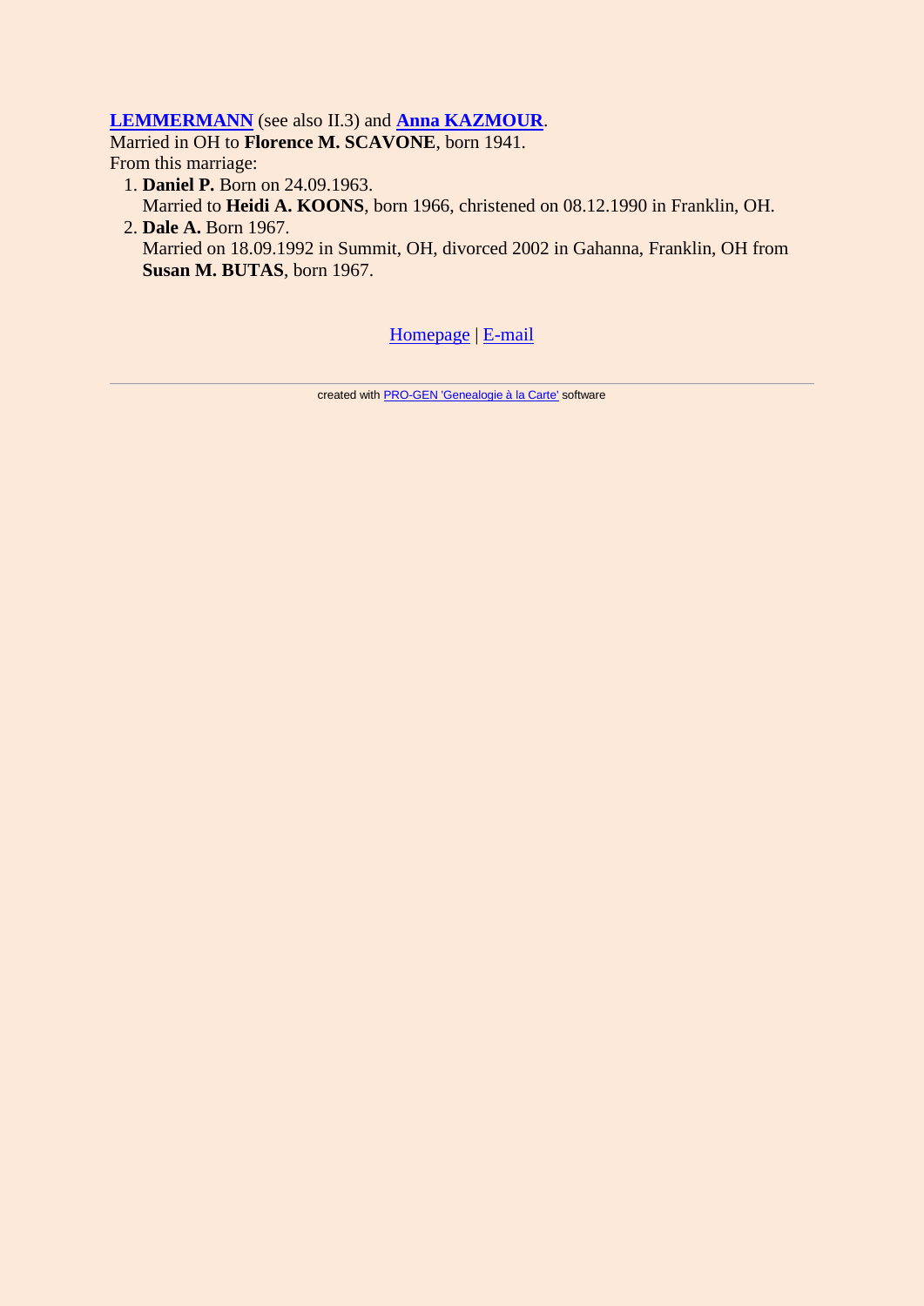**LEMMERMANN** (see also II.3) and **Anna KAZMOUR**.
Married in OH to **Florence M. SCAVONE**, born 1941.
From this marriage:

1. **Daniel P.** Born on 24.09.1963.
   Married to **Heidi A. KOONS**, born 1966, christened on 08.12.1990 in Franklin, OH.
2. **Dale A.** Born 1967.
   Married on 18.09.1992 in Summit, OH, divorced 2002 in Gahanna, Franklin, OH from **Susan M. BUTAS**, born 1967.

Homepage | E-mail

---

created with PRO-GEN 'Genealogie à la Carte' software